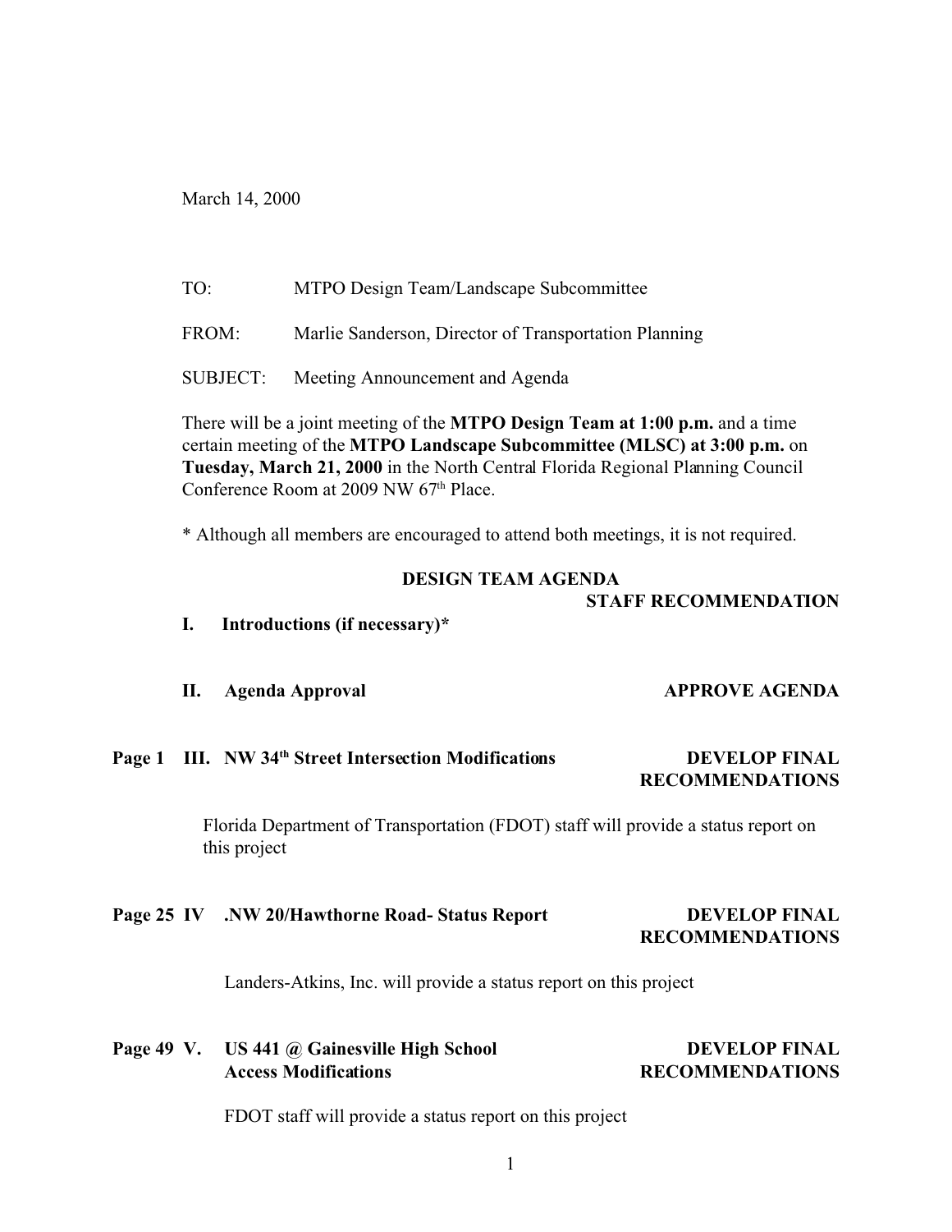March 14, 2000

TO: MTPO Design Team/Landscape Subcommittee

FROM: Marlie Sanderson, Director of Transportation Planning

SUBJECT: Meeting Announcement and Agenda

There will be a joint meeting of the **MTPO Design Team at 1:00 p.m.** and a time certain meeting of the **MTPO Landscape Subcommittee (MLSC) at 3:00 p.m.** on **Tuesday, March 21, 2000** in the North Central Florida Regional Planning Council Conference Room at 2009 NW 67th Place.

* Although all members are encouraged to attend both meetings, it is not required.

## DESIGN TEAM AGENDA

| | | STAFF RECOMMENDATION |
|---|---|---|
| | **I. Introductions (if necessary)*** | |
| | **II. Agenda Approval** | **APPROVE AGENDA** |
| Page 1 | **III. NW 34th Street Intersection Modifications** | **DEVELOP FINAL RECOMMENDATIONS** |
| Page 25 | **IV .NW 20/Hawthorne Road- Status Report** | **DEVELOP FINAL RECOMMENDATIONS** |
| Page 49 | **V. US 441 @ Gainesville High School Access Modifications** | **DEVELOP FINAL RECOMMENDATIONS** |

**Page 1 III. NW 34th Street Intersection Modifications** — **DEVELOP FINAL RECOMMENDATIONS**

Florida Department of Transportation (FDOT) staff will provide a status report on this project

**Page 25 IV .NW 20/Hawthorne Road- Status Report** — **DEVELOP FINAL RECOMMENDATIONS**

Landers-Atkins, Inc. will provide a status report on this project

**Page 49 V. US 441 @ Gainesville High School Access Modifications** — **DEVELOP FINAL RECOMMENDATIONS**

FDOT staff will provide a status report on this project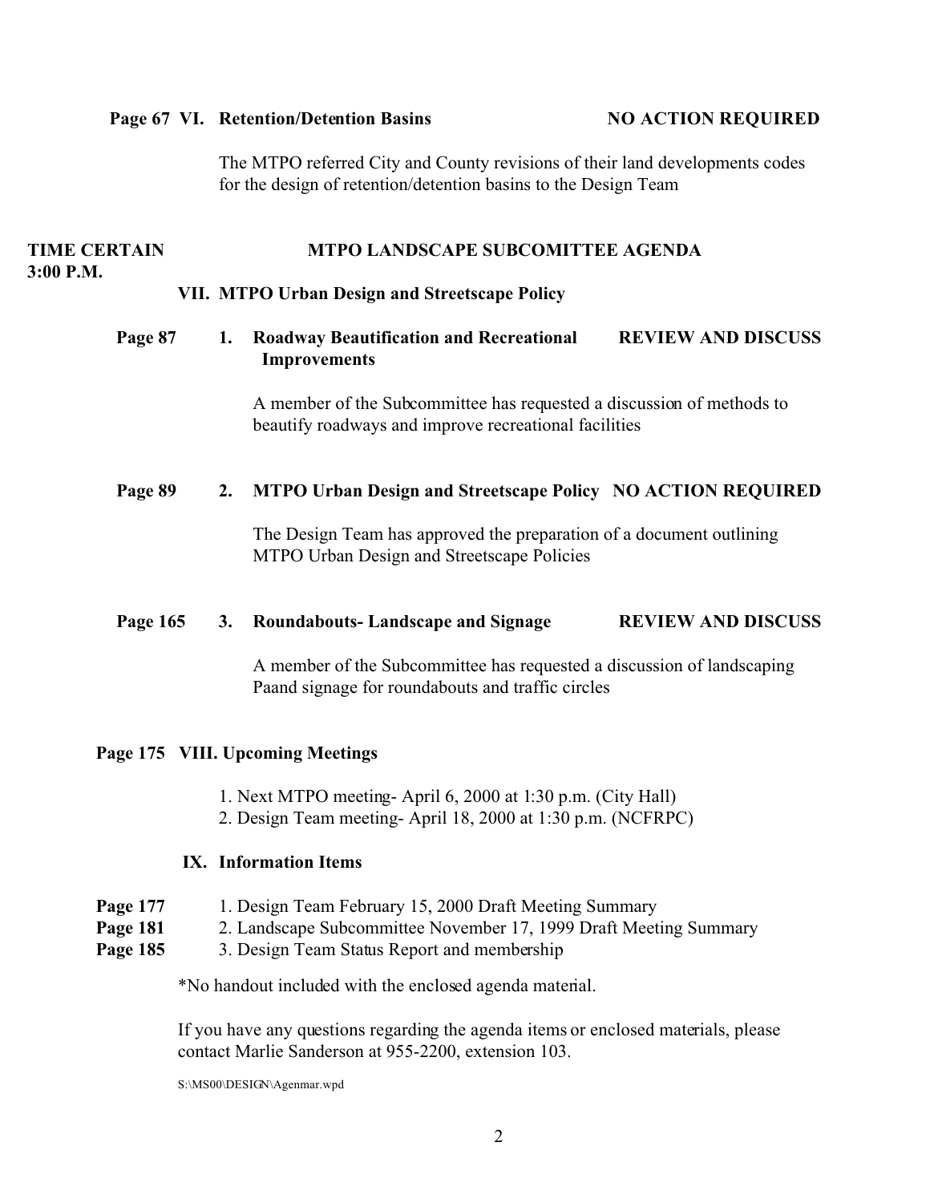**Page 67 VI. Retention/Detention Basins** **NO ACTION REQUIRED**

The MTPO referred City and County revisions of their land developments codes for the design of retention/detention basins to the Design Team

**TIME CERTAIN 3:00 P.M.** **MTPO LANDSCAPE SUBCOMITTEE AGENDA**

**VII. MTPO Urban Design and Streetscape Policy**

**Page 87** **1. Roadway Beautification and Recreational Improvements** **REVIEW AND DISCUSS**

A member of the Subcommittee has requested a discussion of methods to beautify roadways and improve recreational facilities

**Page 89** **2. MTPO Urban Design and Streetscape Policy** **NO ACTION REQUIRED**

The Design Team has approved the preparation of a document outlining MTPO Urban Design and Streetscape Policies

**Page 165** **3. Roundabouts- Landscape and Signage** **REVIEW AND DISCUSS**

A member of the Subcommittee has requested a discussion of landscaping Paand signage for roundabouts and traffic circles

**Page 175 VIII. Upcoming Meetings**

1. Next MTPO meeting- April 6, 2000 at 1:30 p.m. (City Hall)
2. Design Team meeting- April 18, 2000 at 1:30 p.m. (NCFRPC)

**IX. Information Items**

**Page 177** 1. Design Team February 15, 2000 Draft Meeting Summary
**Page 181** 2. Landscape Subcommittee November 17, 1999 Draft Meeting Summary
**Page 185** 3. Design Team Status Report and membership

*No handout included with the enclosed agenda material.

If you have any questions regarding the agenda items or enclosed materials, please contact Marlie Sanderson at 955-2200, extension 103.

S:\MS00\DESIGN\Agenmar.wpd